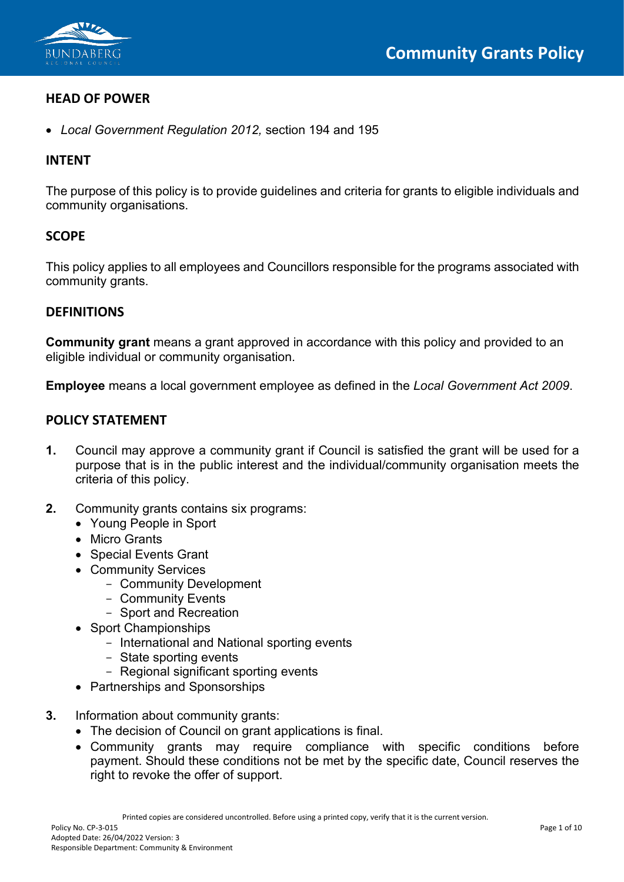# Community Grants Policy

## HEAD OF POWER

- *Local Government Regulation 2012,* section 194 and 195

## INTENT

The purpose of this policy is to provide guidelines and criteria for grants to eligible individuals and community organisations.

## SCOPE

This policy applies to all employees and Councillors responsible for the programs associated with community grants.

## DEFINITIONS

**Community grant** means a grant approved in accordance with this policy and provided to an eligible individual or community organisation.

**Employee** means a local government employee as defined in the *Local Government Act 2009*.

## POLICY STATEMENT

**1.** Council may approve a community grant if Council is satisfied the grant will be used for a purpose that is in the public interest and the individual/community organisation meets the criteria of this policy.

**2.** Community grants contains six programs:
- Young People in Sport
- Micro Grants
- Special Events Grant
- Community Services
  - Community Development
  - Community Events
  - Sport and Recreation
- Sport Championships
  - International and National sporting events
  - State sporting events
  - Regional significant sporting events
- Partnerships and Sponsorships

**3.** Information about community grants:
- The decision of Council on grant applications is final.
- Community grants may require compliance with specific conditions before payment. Should these conditions not be met by the specific date, Council reserves the right to revoke the offer of support.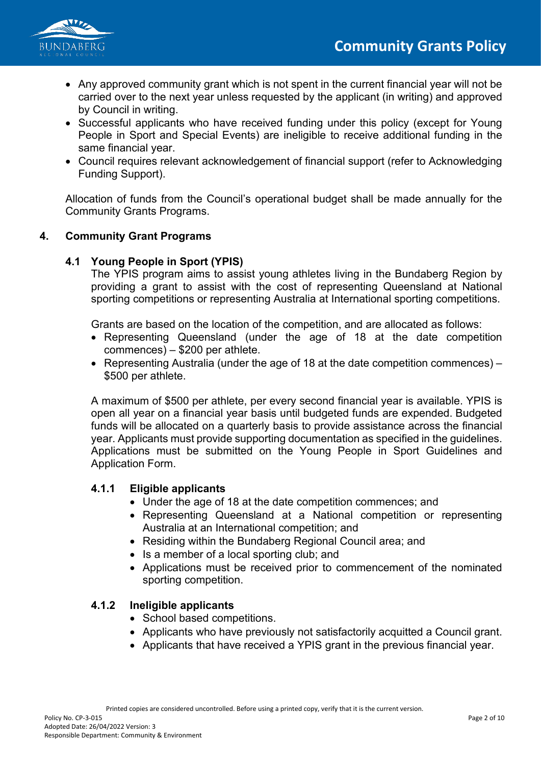- Any approved community grant which is not spent in the current financial year will not be carried over to the next year unless requested by the applicant (in writing) and approved by Council in writing.
- Successful applicants who have received funding under this policy (except for Young People in Sport and Special Events) are ineligible to receive additional funding in the same financial year.
- Council requires relevant acknowledgement of financial support (refer to Acknowledging Funding Support).

Allocation of funds from the Council's operational budget shall be made annually for the Community Grants Programs.

## 4. Community Grant Programs

### 4.1 Young People in Sport (YPIS)

The YPIS program aims to assist young athletes living in the Bundaberg Region by providing a grant to assist with the cost of representing Queensland at National sporting competitions or representing Australia at International sporting competitions.

Grants are based on the location of the competition, and are allocated as follows:

- Representing Queensland (under the age of 18 at the date competition commences) – $200 per athlete.
- Representing Australia (under the age of 18 at the date competition commences) – $500 per athlete.

A maximum of $500 per athlete, per every second financial year is available. YPIS is open all year on a financial year basis until budgeted funds are expended. Budgeted funds will be allocated on a quarterly basis to provide assistance across the financial year. Applicants must provide supporting documentation as specified in the guidelines. Applications must be submitted on the Young People in Sport Guidelines and Application Form.

#### 4.1.1 Eligible applicants

- Under the age of 18 at the date competition commences; and
- Representing Queensland at a National competition or representing Australia at an International competition; and
- Residing within the Bundaberg Regional Council area; and
- Is a member of a local sporting club; and
- Applications must be received prior to commencement of the nominated sporting competition.

#### 4.1.2 Ineligible applicants

- School based competitions.
- Applicants who have previously not satisfactorily acquitted a Council grant.
- Applicants that have received a YPIS grant in the previous financial year.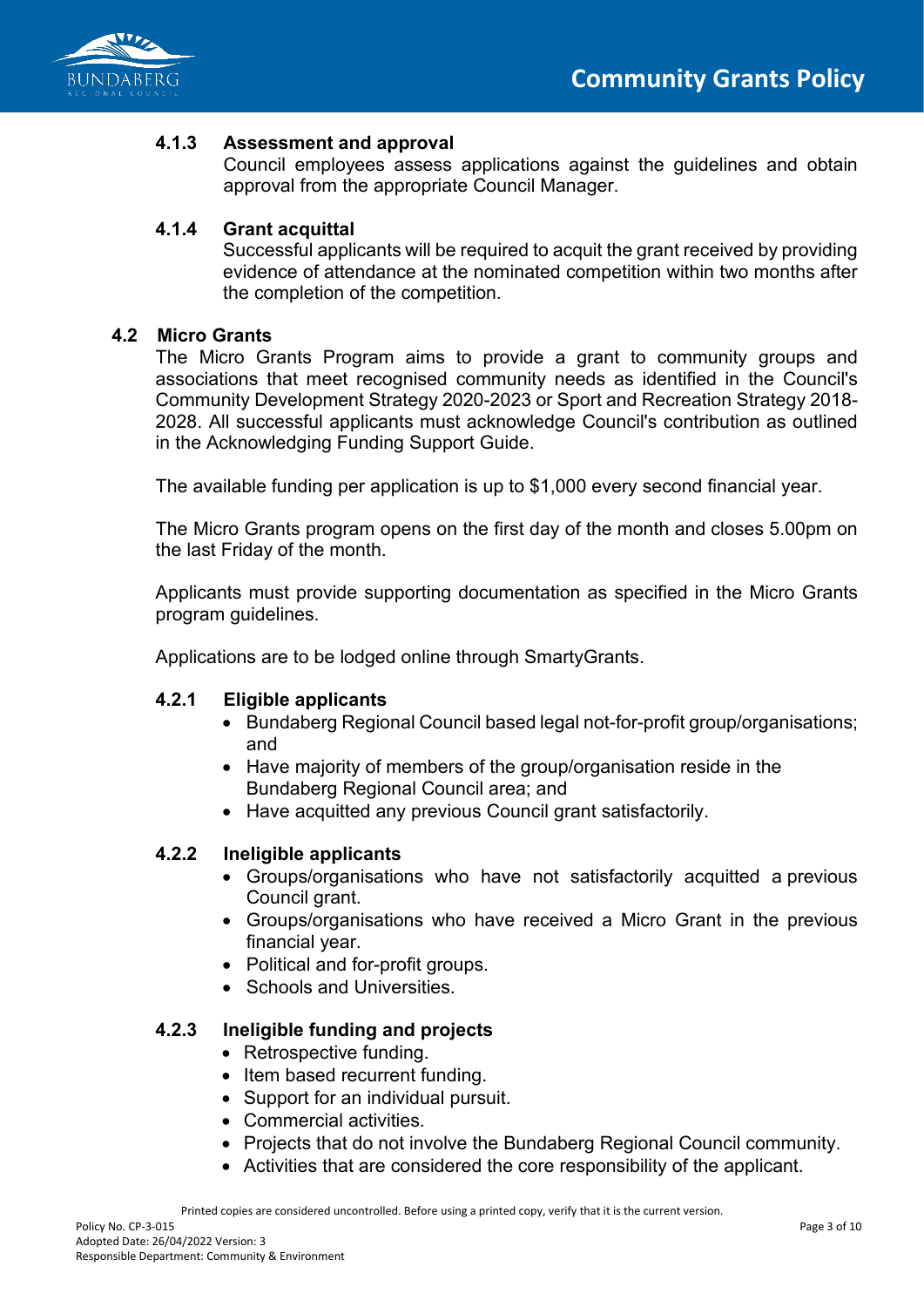#### 4.1.3 Assessment and approval

Council employees assess applications against the guidelines and obtain approval from the appropriate Council Manager.

#### 4.1.4 Grant acquittal

Successful applicants will be required to acquit the grant received by providing evidence of attendance at the nominated competition within two months after the completion of the competition.

### 4.2 Micro Grants

The Micro Grants Program aims to provide a grant to community groups and associations that meet recognised community needs as identified in the Council's Community Development Strategy 2020-2023 or Sport and Recreation Strategy 2018-2028. All successful applicants must acknowledge Council's contribution as outlined in the Acknowledging Funding Support Guide.

The available funding per application is up to $1,000 every second financial year.

The Micro Grants program opens on the first day of the month and closes 5.00pm on the last Friday of the month.

Applicants must provide supporting documentation as specified in the Micro Grants program guidelines.

Applications are to be lodged online through SmartyGrants.

#### 4.2.1 Eligible applicants

- Bundaberg Regional Council based legal not-for-profit group/organisations; and
- Have majority of members of the group/organisation reside in the Bundaberg Regional Council area; and
- Have acquitted any previous Council grant satisfactorily.

#### 4.2.2 Ineligible applicants

- Groups/organisations who have not satisfactorily acquitted a previous Council grant.
- Groups/organisations who have received a Micro Grant in the previous financial year.
- Political and for-profit groups.
- Schools and Universities.

#### 4.2.3 Ineligible funding and projects

- Retrospective funding.
- Item based recurrent funding.
- Support for an individual pursuit.
- Commercial activities.
- Projects that do not involve the Bundaberg Regional Council community.
- Activities that are considered the core responsibility of the applicant.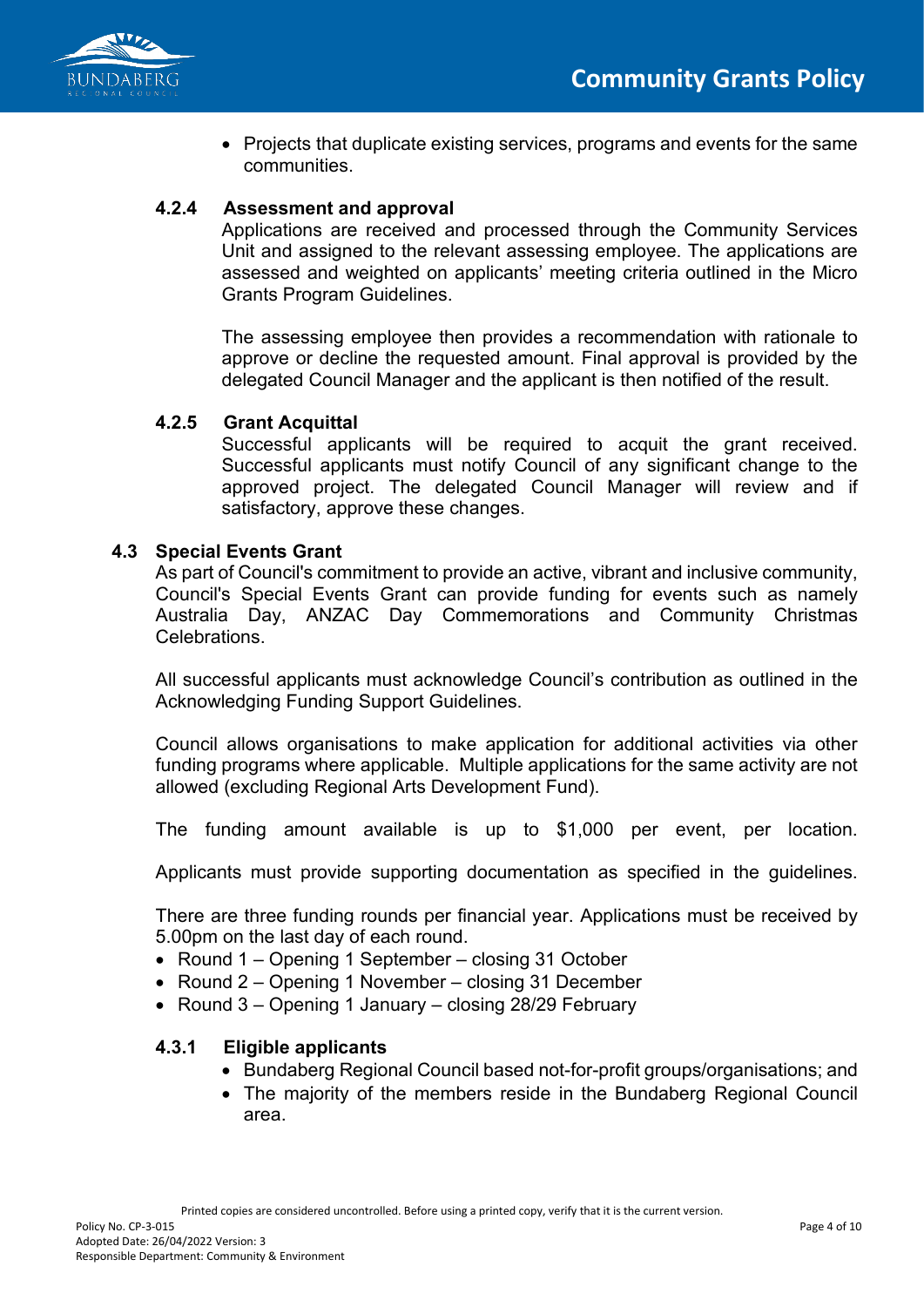- Projects that duplicate existing services, programs and events for the same communities.

#### 4.2.4 Assessment and approval

Applications are received and processed through the Community Services Unit and assigned to the relevant assessing employee. The applications are assessed and weighted on applicants' meeting criteria outlined in the Micro Grants Program Guidelines.

The assessing employee then provides a recommendation with rationale to approve or decline the requested amount. Final approval is provided by the delegated Council Manager and the applicant is then notified of the result.

#### 4.2.5 Grant Acquittal

Successful applicants will be required to acquit the grant received. Successful applicants must notify Council of any significant change to the approved project. The delegated Council Manager will review and if satisfactory, approve these changes.

### 4.3 Special Events Grant

As part of Council's commitment to provide an active, vibrant and inclusive community, Council's Special Events Grant can provide funding for events such as namely Australia Day, ANZAC Day Commemorations and Community Christmas Celebrations.

All successful applicants must acknowledge Council's contribution as outlined in the Acknowledging Funding Support Guidelines.

Council allows organisations to make application for additional activities via other funding programs where applicable. Multiple applications for the same activity are not allowed (excluding Regional Arts Development Fund).

The funding amount available is up to $1,000 per event, per location.

Applicants must provide supporting documentation as specified in the guidelines.

There are three funding rounds per financial year. Applications must be received by 5.00pm on the last day of each round.

- Round 1 – Opening 1 September – closing 31 October
- Round 2 – Opening 1 November – closing 31 December
- Round 3 – Opening 1 January – closing 28/29 February

#### 4.3.1 Eligible applicants

- Bundaberg Regional Council based not-for-profit groups/organisations; and
- The majority of the members reside in the Bundaberg Regional Council area.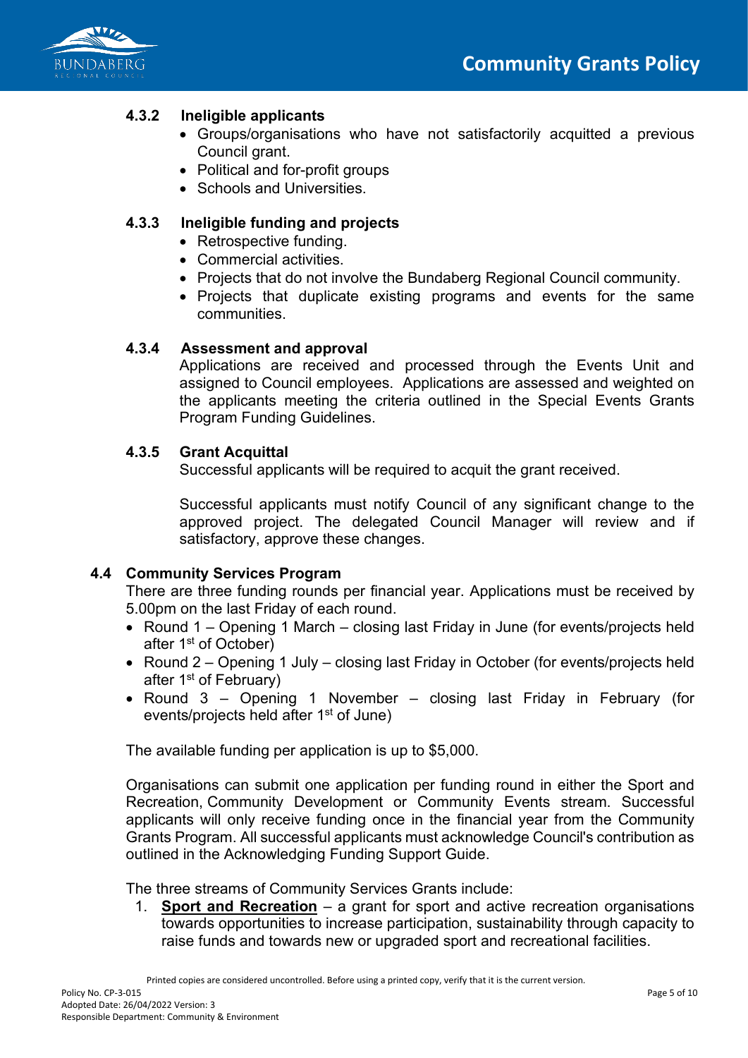#### 4.3.2 Ineligible applicants

- Groups/organisations who have not satisfactorily acquitted a previous Council grant.
- Political and for-profit groups
- Schools and Universities.

#### 4.3.3 Ineligible funding and projects

- Retrospective funding.
- Commercial activities.
- Projects that do not involve the Bundaberg Regional Council community.
- Projects that duplicate existing programs and events for the same communities.

#### 4.3.4 Assessment and approval

Applications are received and processed through the Events Unit and assigned to Council employees. Applications are assessed and weighted on the applicants meeting the criteria outlined in the Special Events Grants Program Funding Guidelines.

#### 4.3.5 Grant Acquittal

Successful applicants will be required to acquit the grant received.

Successful applicants must notify Council of any significant change to the approved project. The delegated Council Manager will review and if satisfactory, approve these changes.

### 4.4 Community Services Program

There are three funding rounds per financial year. Applications must be received by 5.00pm on the last Friday of each round.

- Round 1 – Opening 1 March – closing last Friday in June (for events/projects held after 1st of October)
- Round 2 – Opening 1 July – closing last Friday in October (for events/projects held after 1st of February)
- Round 3 – Opening 1 November – closing last Friday in February (for events/projects held after 1st of June)

The available funding per application is up to $5,000.

Organisations can submit one application per funding round in either the Sport and Recreation, Community Development or Community Events stream. Successful applicants will only receive funding once in the financial year from the Community Grants Program. All successful applicants must acknowledge Council's contribution as outlined in the Acknowledging Funding Support Guide.

The three streams of Community Services Grants include:

1. **Sport and Recreation** – a grant for sport and active recreation organisations towards opportunities to increase participation, sustainability through capacity to raise funds and towards new or upgraded sport and recreational facilities.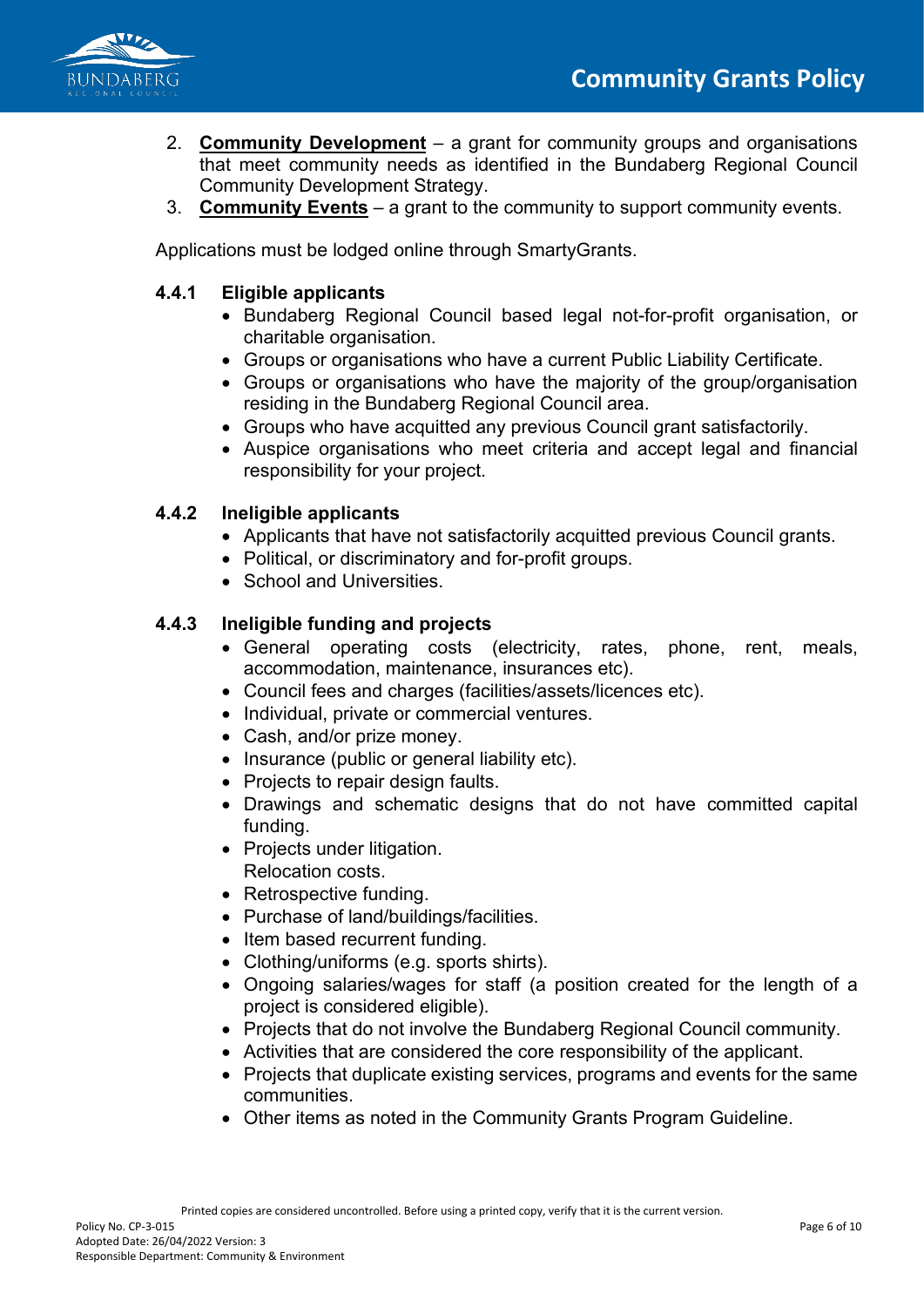2. **Community Development** – a grant for community groups and organisations that meet community needs as identified in the Bundaberg Regional Council Community Development Strategy.
3. **Community Events** – a grant to the community to support community events.

Applications must be lodged online through SmartyGrants.

#### 4.4.1 Eligible applicants

- Bundaberg Regional Council based legal not-for-profit organisation, or charitable organisation.
- Groups or organisations who have a current Public Liability Certificate.
- Groups or organisations who have the majority of the group/organisation residing in the Bundaberg Regional Council area.
- Groups who have acquitted any previous Council grant satisfactorily.
- Auspice organisations who meet criteria and accept legal and financial responsibility for your project.

#### 4.4.2 Ineligible applicants

- Applicants that have not satisfactorily acquitted previous Council grants.
- Political, or discriminatory and for-profit groups.
- School and Universities.

#### 4.4.3 Ineligible funding and projects

- General operating costs (electricity, rates, phone, rent, meals, accommodation, maintenance, insurances etc).
- Council fees and charges (facilities/assets/licences etc).
- Individual, private or commercial ventures.
- Cash, and/or prize money.
- Insurance (public or general liability etc).
- Projects to repair design faults.
- Drawings and schematic designs that do not have committed capital funding.
- Projects under litigation.
  Relocation costs.
- Retrospective funding.
- Purchase of land/buildings/facilities.
- Item based recurrent funding.
- Clothing/uniforms (e.g. sports shirts).
- Ongoing salaries/wages for staff (a position created for the length of a project is considered eligible).
- Projects that do not involve the Bundaberg Regional Council community.
- Activities that are considered the core responsibility of the applicant.
- Projects that duplicate existing services, programs and events for the same communities.
- Other items as noted in the Community Grants Program Guideline.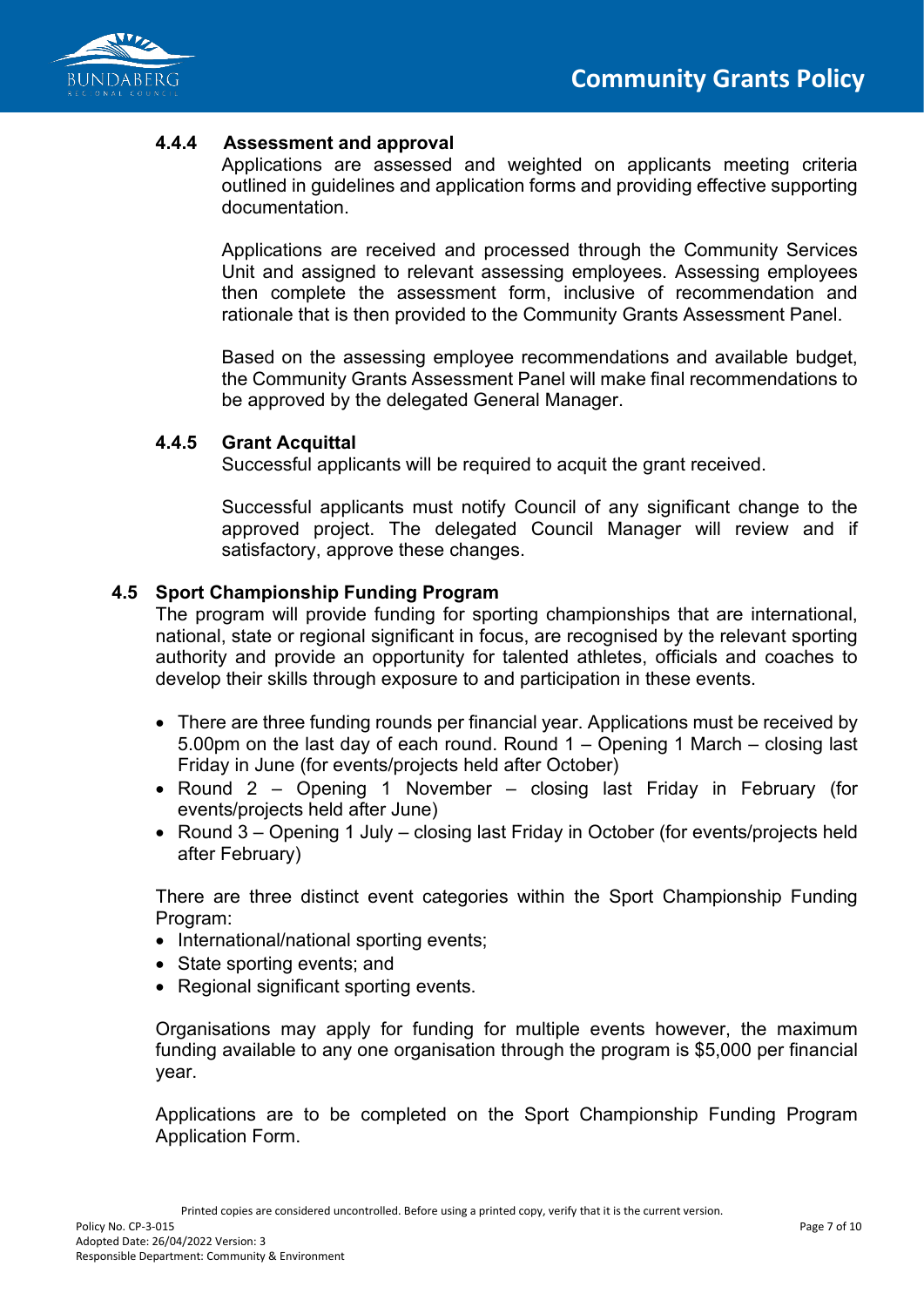#### 4.4.4 Assessment and approval

Applications are assessed and weighted on applicants meeting criteria outlined in guidelines and application forms and providing effective supporting documentation.

Applications are received and processed through the Community Services Unit and assigned to relevant assessing employees. Assessing employees then complete the assessment form, inclusive of recommendation and rationale that is then provided to the Community Grants Assessment Panel.

Based on the assessing employee recommendations and available budget, the Community Grants Assessment Panel will make final recommendations to be approved by the delegated General Manager.

#### 4.4.5 Grant Acquittal

Successful applicants will be required to acquit the grant received.

Successful applicants must notify Council of any significant change to the approved project. The delegated Council Manager will review and if satisfactory, approve these changes.

### 4.5 Sport Championship Funding Program

The program will provide funding for sporting championships that are international, national, state or regional significant in focus, are recognised by the relevant sporting authority and provide an opportunity for talented athletes, officials and coaches to develop their skills through exposure to and participation in these events.

- There are three funding rounds per financial year. Applications must be received by 5.00pm on the last day of each round. Round 1 – Opening 1 March – closing last Friday in June (for events/projects held after October)
- Round 2 – Opening 1 November – closing last Friday in February (for events/projects held after June)
- Round 3 – Opening 1 July – closing last Friday in October (for events/projects held after February)

There are three distinct event categories within the Sport Championship Funding Program:

- International/national sporting events;
- State sporting events; and
- Regional significant sporting events.

Organisations may apply for funding for multiple events however, the maximum funding available to any one organisation through the program is $5,000 per financial year.

Applications are to be completed on the Sport Championship Funding Program Application Form.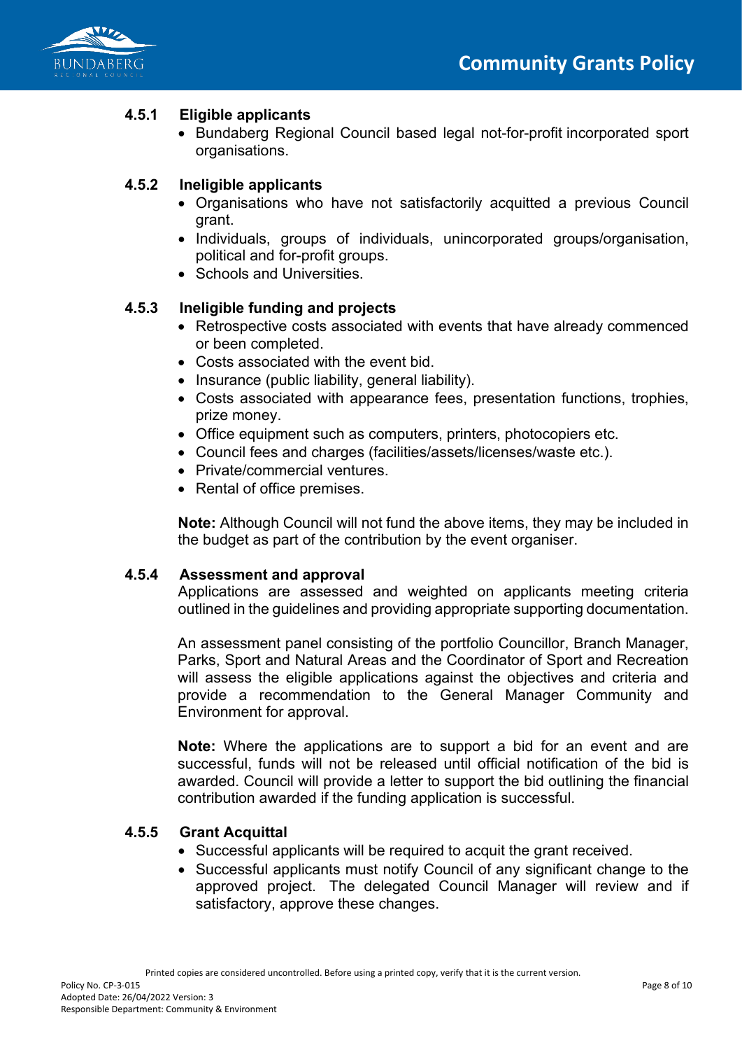#### 4.5.1 Eligible applicants

- Bundaberg Regional Council based legal not-for-profit incorporated sport organisations.

#### 4.5.2 Ineligible applicants

- Organisations who have not satisfactorily acquitted a previous Council grant.
- Individuals, groups of individuals, unincorporated groups/organisation, political and for-profit groups.
- Schools and Universities.

#### 4.5.3 Ineligible funding and projects

- Retrospective costs associated with events that have already commenced or been completed.
- Costs associated with the event bid.
- Insurance (public liability, general liability).
- Costs associated with appearance fees, presentation functions, trophies, prize money.
- Office equipment such as computers, printers, photocopiers etc.
- Council fees and charges (facilities/assets/licenses/waste etc.).
- Private/commercial ventures.
- Rental of office premises.

**Note:** Although Council will not fund the above items, they may be included in the budget as part of the contribution by the event organiser.

#### 4.5.4 Assessment and approval

Applications are assessed and weighted on applicants meeting criteria outlined in the guidelines and providing appropriate supporting documentation.

An assessment panel consisting of the portfolio Councillor, Branch Manager, Parks, Sport and Natural Areas and the Coordinator of Sport and Recreation will assess the eligible applications against the objectives and criteria and provide a recommendation to the General Manager Community and Environment for approval.

**Note:** Where the applications are to support a bid for an event and are successful, funds will not be released until official notification of the bid is awarded. Council will provide a letter to support the bid outlining the financial contribution awarded if the funding application is successful.

#### 4.5.5 Grant Acquittal

- Successful applicants will be required to acquit the grant received.
- Successful applicants must notify Council of any significant change to the approved project. The delegated Council Manager will review and if satisfactory, approve these changes.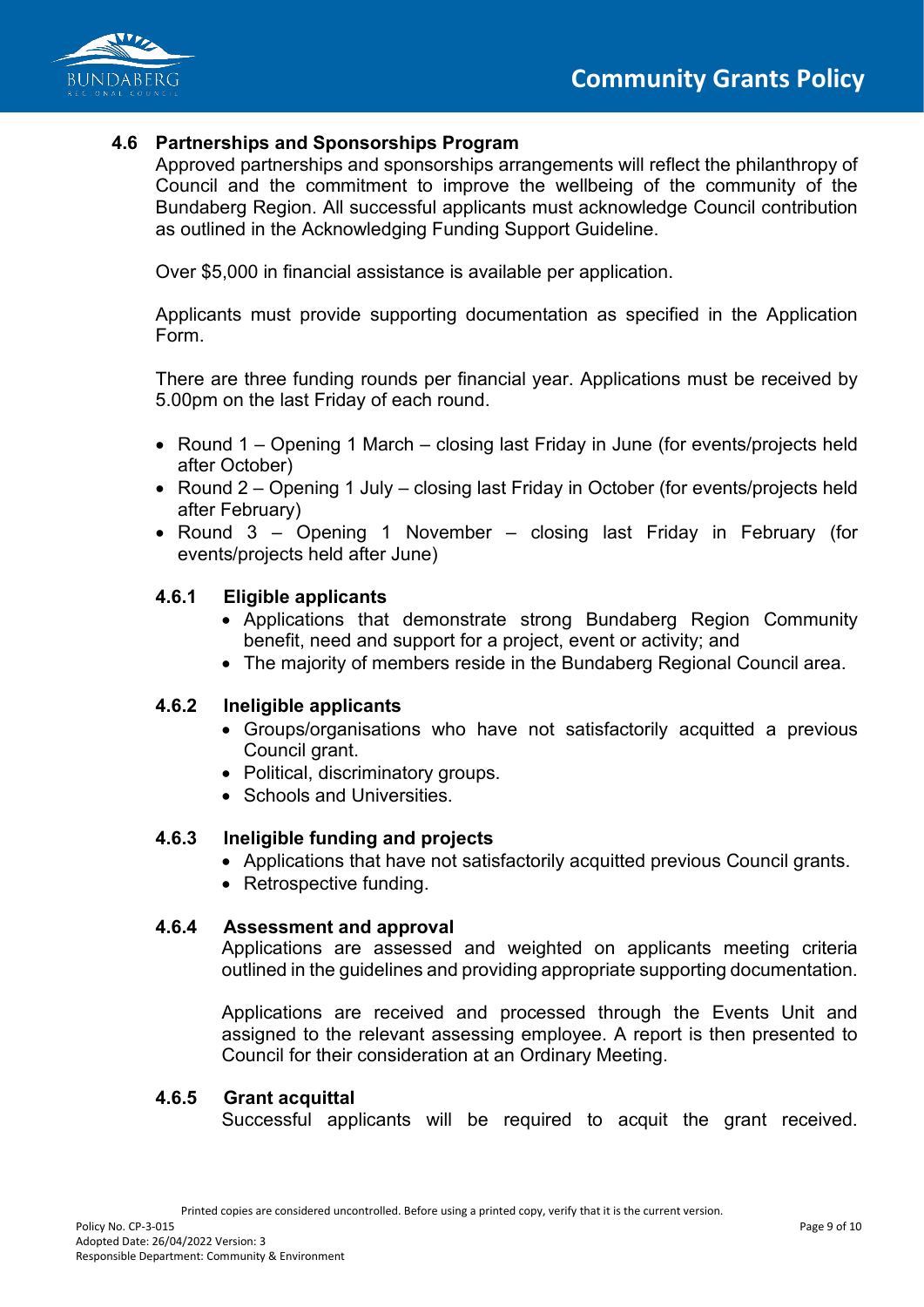### 4.6 Partnerships and Sponsorships Program

Approved partnerships and sponsorships arrangements will reflect the philanthropy of Council and the commitment to improve the wellbeing of the community of the Bundaberg Region. All successful applicants must acknowledge Council contribution as outlined in the Acknowledging Funding Support Guideline.

Over $5,000 in financial assistance is available per application.

Applicants must provide supporting documentation as specified in the Application Form.

There are three funding rounds per financial year. Applications must be received by 5.00pm on the last Friday of each round.

- Round 1 – Opening 1 March – closing last Friday in June (for events/projects held after October)
- Round 2 – Opening 1 July – closing last Friday in October (for events/projects held after February)
- Round 3 – Opening 1 November – closing last Friday in February (for events/projects held after June)

#### 4.6.1 Eligible applicants

- Applications that demonstrate strong Bundaberg Region Community benefit, need and support for a project, event or activity; and
- The majority of members reside in the Bundaberg Regional Council area.

#### 4.6.2 Ineligible applicants

- Groups/organisations who have not satisfactorily acquitted a previous Council grant.
- Political, discriminatory groups.
- Schools and Universities.

#### 4.6.3 Ineligible funding and projects

- Applications that have not satisfactorily acquitted previous Council grants.
- Retrospective funding.

#### 4.6.4 Assessment and approval

Applications are assessed and weighted on applicants meeting criteria outlined in the guidelines and providing appropriate supporting documentation.

Applications are received and processed through the Events Unit and assigned to the relevant assessing employee. A report is then presented to Council for their consideration at an Ordinary Meeting.

#### 4.6.5 Grant acquittal

Successful applicants will be required to acquit the grant received.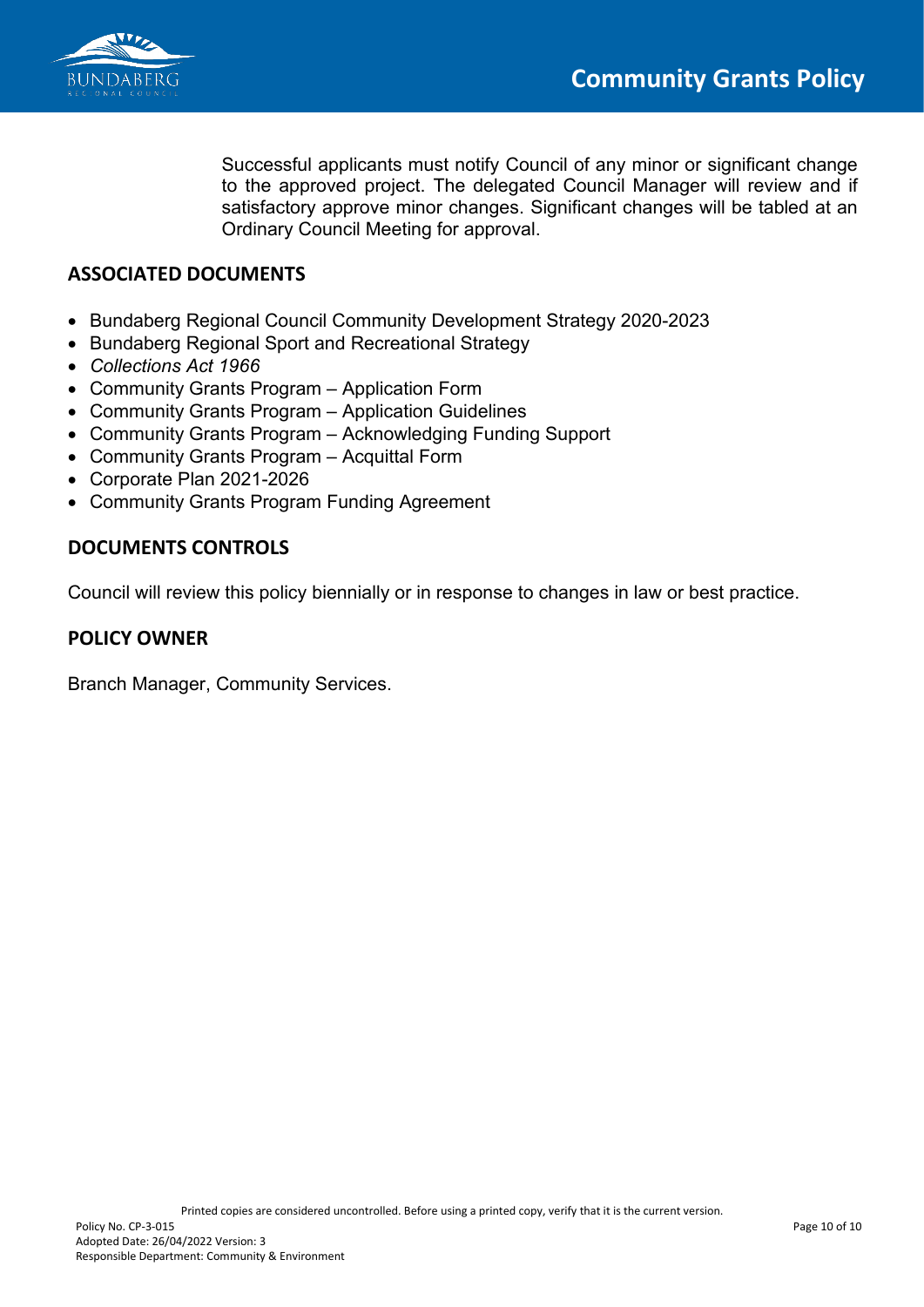Successful applicants must notify Council of any minor or significant change to the approved project. The delegated Council Manager will review and if satisfactory approve minor changes. Significant changes will be tabled at an Ordinary Council Meeting for approval.

## ASSOCIATED DOCUMENTS

- Bundaberg Regional Council Community Development Strategy 2020-2023
- Bundaberg Regional Sport and Recreational Strategy
- *Collections Act 1966*
- Community Grants Program – Application Form
- Community Grants Program – Application Guidelines
- Community Grants Program – Acknowledging Funding Support
- Community Grants Program – Acquittal Form
- Corporate Plan 2021-2026
- Community Grants Program Funding Agreement

## DOCUMENTS CONTROLS

Council will review this policy biennially or in response to changes in law or best practice.

## POLICY OWNER

Branch Manager, Community Services.